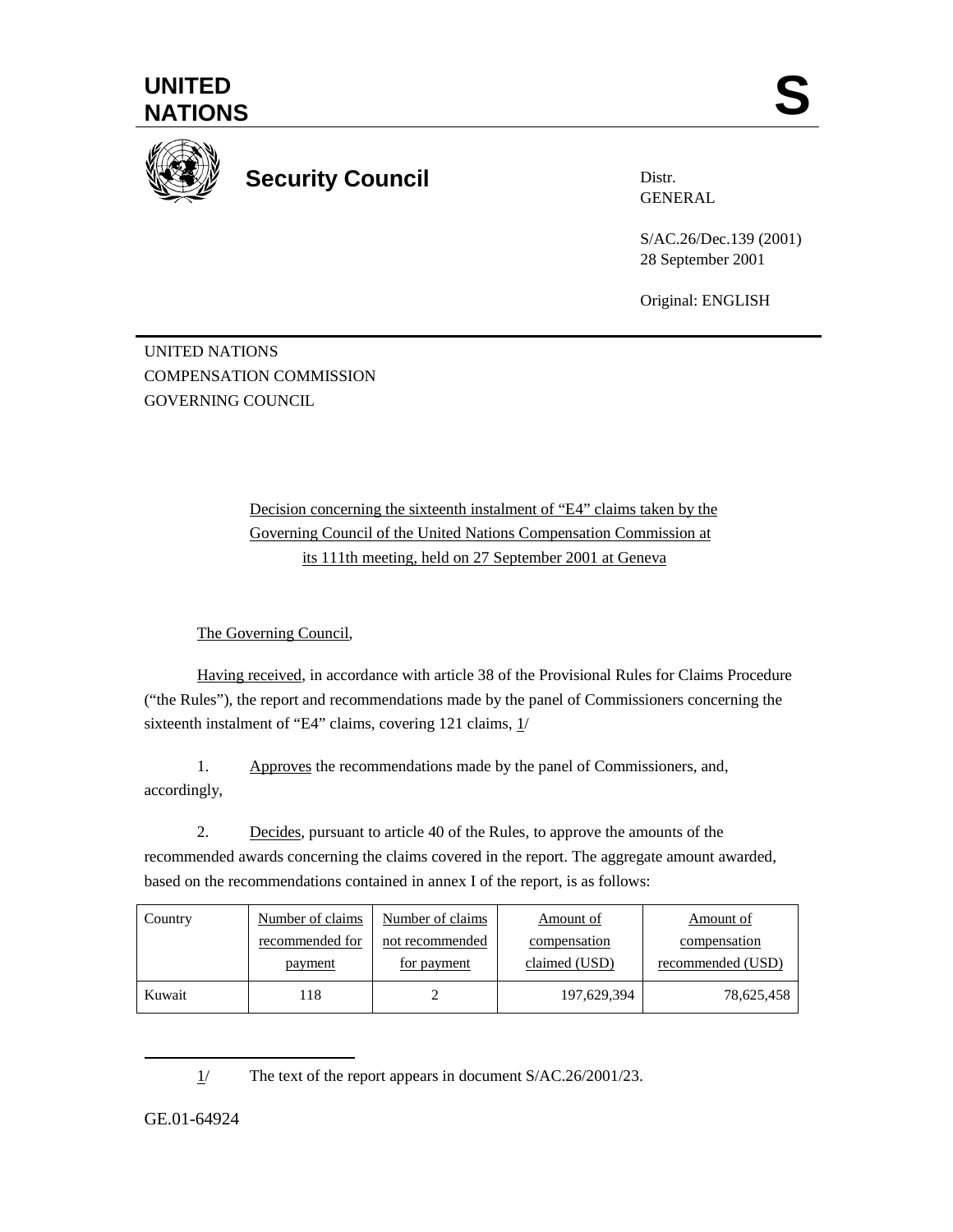UNITED NATIONS

S

# Security Council

Distr.
GENERAL

S/AC.26/Dec.139 (2001)
28 September 2001

Original: ENGLISH

UNITED NATIONS
COMPENSATION COMMISSION
GOVERNING COUNCIL

Decision concerning the sixteenth instalment of "E4" claims taken by the Governing Council of the United Nations Compensation Commission at its 111th meeting, held on 27 September 2001 at Geneva

The Governing Council,

Having received, in accordance with article 38 of the Provisional Rules for Claims Procedure ("the Rules"), the report and recommendations made by the panel of Commissioners concerning the sixteenth instalment of "E4" claims, covering 121 claims, 1/

1. Approves the recommendations made by the panel of Commissioners, and, accordingly,

2. Decides, pursuant to article 40 of the Rules, to approve the amounts of the recommended awards concerning the claims covered in the report. The aggregate amount awarded, based on the recommendations contained in annex I of the report, is as follows:

| Country | Number of claims recommended for payment | Number of claims not recommended for payment | Amount of compensation claimed (USD) | Amount of compensation recommended (USD) |
|---|---|---|---|---|
| Kuwait | 118 | 2 | 197,629,394 | 78,625,458 |

1/ The text of the report appears in document S/AC.26/2001/23.

GE.01-64924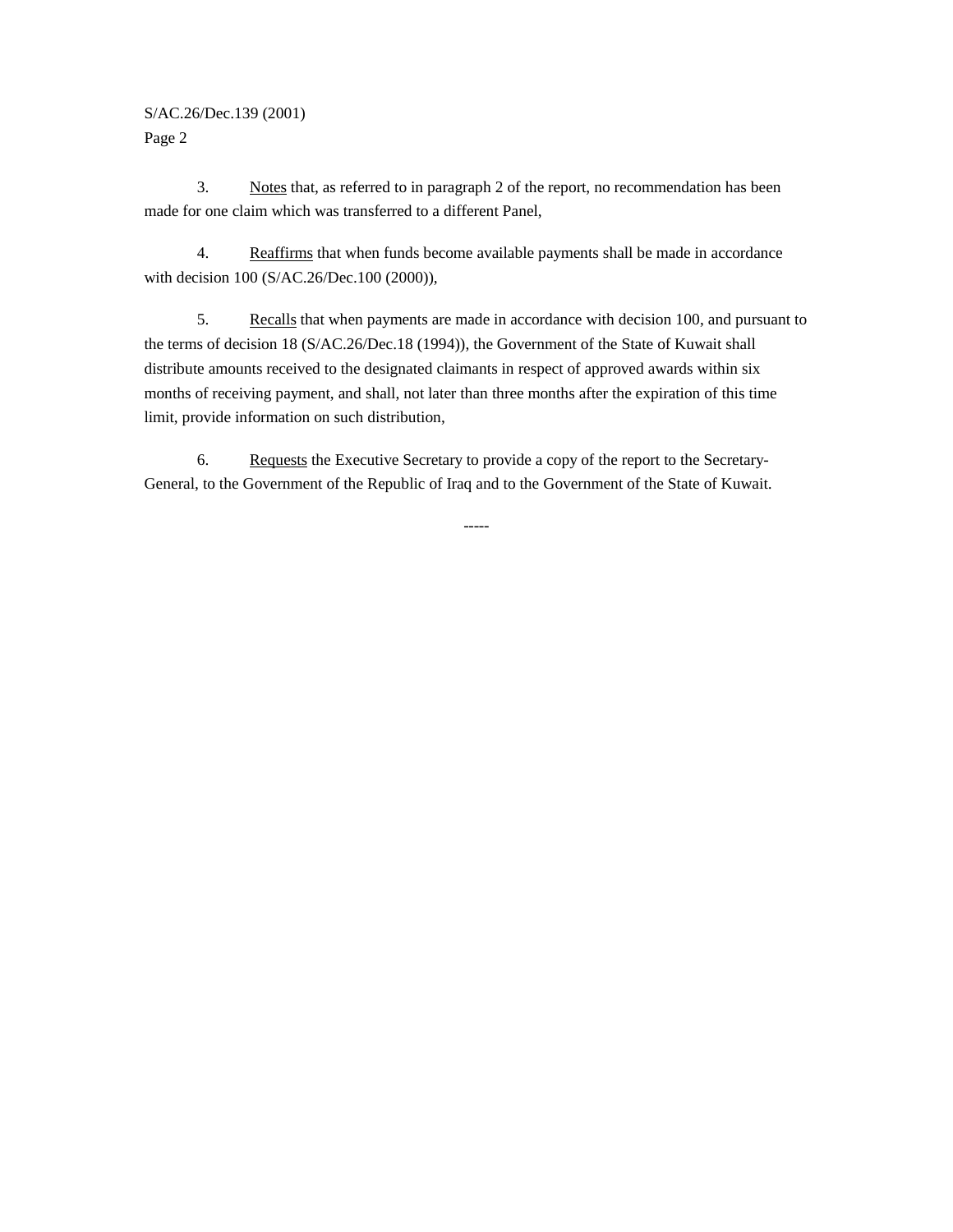3. Notes that, as referred to in paragraph 2 of the report, no recommendation has been made for one claim which was transferred to a different Panel,

4. Reaffirms that when funds become available payments shall be made in accordance with decision 100 (S/AC.26/Dec.100 (2000)),

5. Recalls that when payments are made in accordance with decision 100, and pursuant to the terms of decision 18 (S/AC.26/Dec.18 (1994)), the Government of the State of Kuwait shall distribute amounts received to the designated claimants in respect of approved awards within six months of receiving payment, and shall, not later than three months after the expiration of this time limit, provide information on such distribution,

6. Requests the Executive Secretary to provide a copy of the report to the Secretary-General, to the Government of the Republic of Iraq and to the Government of the State of Kuwait.

-----